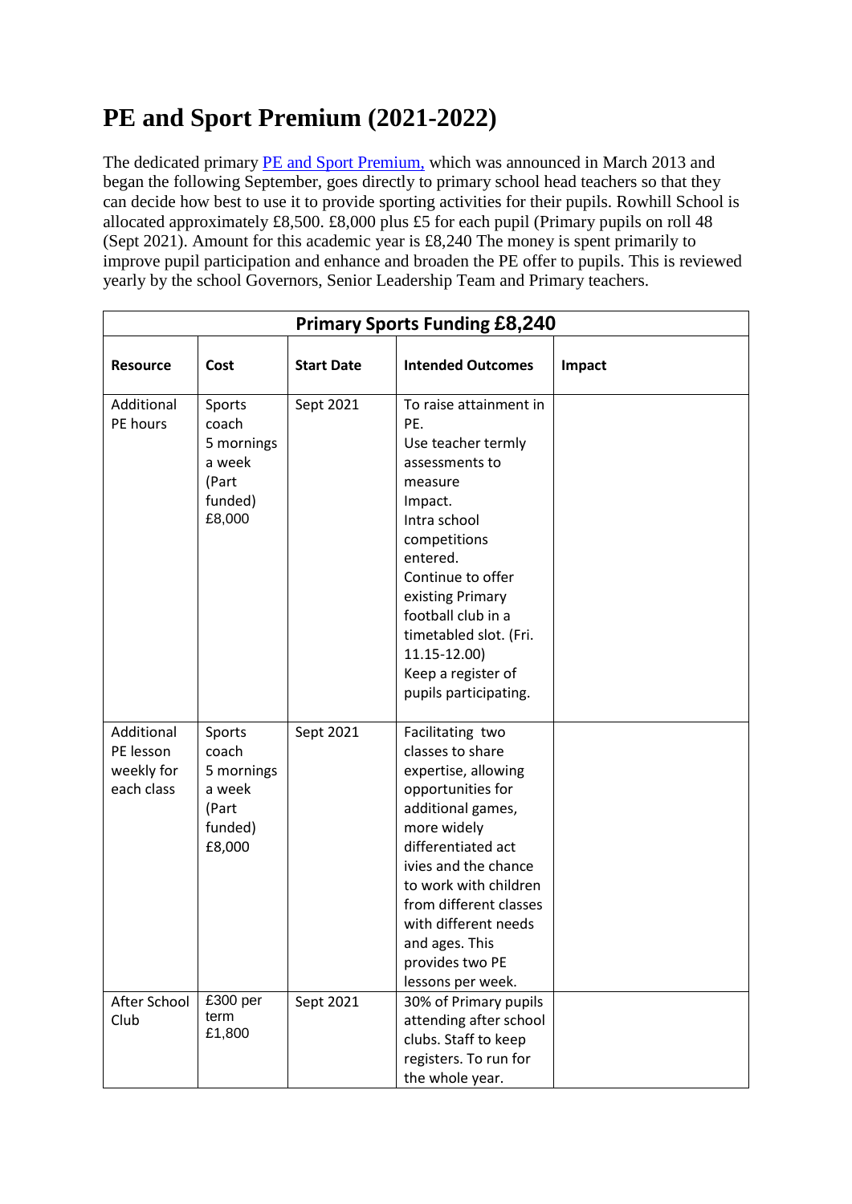# PE and Sport Premium (2021-2022)

The dedicated primary PE and Sport Premium, which was announced in March 2013 and began the following September, goes directly to primary school head teachers so that they can decide how best to use it to provide sporting activities for their pupils. Rowhill School is allocated approximately £8,500. £8,000 plus £5 for each pupil (Primary pupils on roll 48 (Sept 2021). Amount for this academic year is £8,240 The money is spent primarily to improve pupil participation and enhance and broaden the PE offer to pupils. This is reviewed yearly by the school Governors, Senior Leadership Team and Primary teachers.

| Primary Sports Funding £8,240 | | | | |
|---|---|---|---|---|
| **Resource** | **Cost** | **Start Date** | **Intended Outcomes** | **Impact** |
| Additional PE hours | Sports coach 5 mornings a week (Part funded) £8,000 | Sept 2021 | To raise attainment in PE. Use teacher termly assessments to measure Impact. Intra school competitions entered. Continue to offer existing Primary football club in a timetabled slot. (Fri. 11.15-12.00) Keep a register of pupils participating. | |
| Additional PE lesson weekly for each class | Sports coach 5 mornings a week (Part funded) £8,000 | Sept 2021 | Facilitating two classes to share expertise, allowing opportunities for additional games, more widely differentiated act ivies and the chance to work with children from different classes with different needs and ages. This provides two PE lessons per week. | |
| After School Club | £300 per term £1,800 | Sept 2021 | 30% of Primary pupils attending after school clubs. Staff to keep registers. To run for the whole year. | |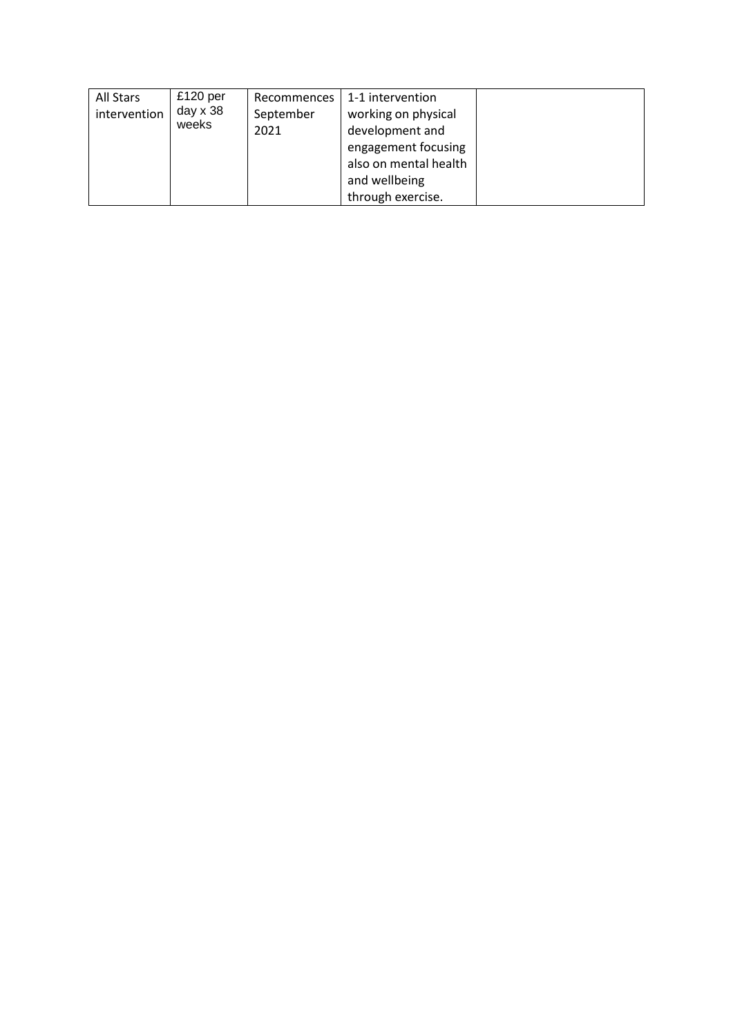| | | | | |
|---|---|---|---|---|
| All Stars intervention | £120 per day x 38 weeks | Recommences September 2021 | 1-1 intervention working on physical development and engagement focusing also on mental health and wellbeing through exercise. | |